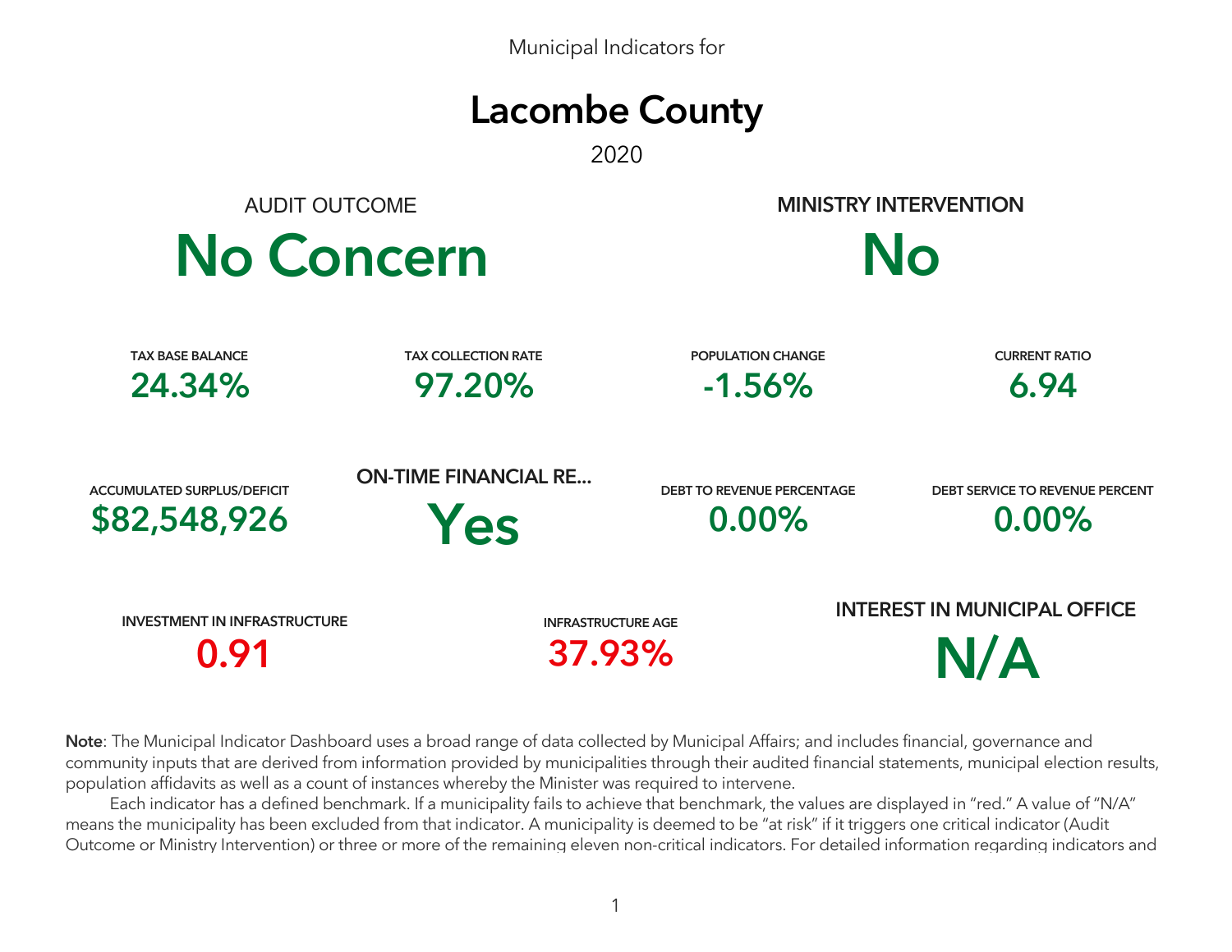Municipal Indicators for

# Lacombe County

2020

## AUDIT OUTCOME

**No Concern**

## MINISTRY INTERVENTION

**No**

| TAX BASE BALANCE | TAX COLLECTION RATE | POPULATION CHANGE | CURRENT RATIO |
| --- | --- | --- | --- |
| 24.34% | 97.20% | -1.56% | 6.94 |

| ACCUMULATED SURPLUS/DEFICIT | ON-TIME FINANCIAL RE... | DEBT TO REVENUE PERCENTAGE | DEBT SERVICE TO REVENUE PERCENT |
| --- | --- | --- | --- |
| $82,548,926 | Yes | 0.00% | 0.00% |

| INVESTMENT IN INFRASTRUCTURE | INFRASTRUCTURE AGE | INTEREST IN MUNICIPAL OFFICE |
| --- | --- | --- |
| 0.91 | 37.93% | N/A |

**Note**: The Municipal Indicator Dashboard uses a broad range of data collected by Municipal Affairs; and includes financial, governance and community inputs that are derived from information provided by municipalities through their audited financial statements, municipal election results, population affidavits as well as a count of instances whereby the Minister was required to intervene.

Each indicator has a defined benchmark. If a municipality fails to achieve that benchmark, the values are displayed in "red." A value of "N/A" means the municipality has been excluded from that indicator. A municipality is deemed to be "at risk" if it triggers one critical indicator (Audit Outcome or Ministry Intervention) or three or more of the remaining eleven non-critical indicators. For detailed information regarding indicators and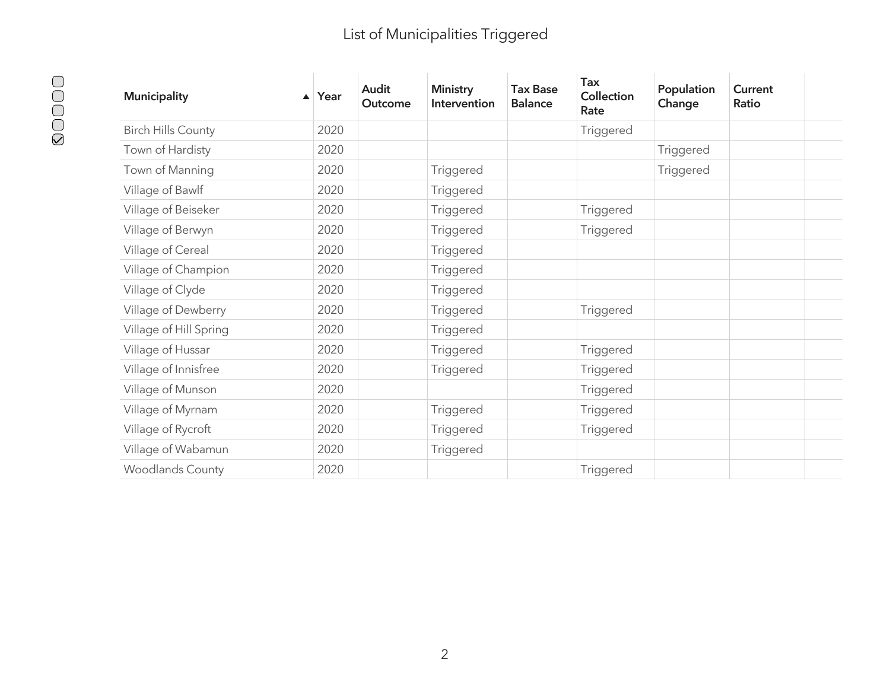# List of Municipalities Triggered

| Municipality | Year | Audit Outcome | Ministry Intervention | Tax Base Balance | Tax Collection Rate | Population Change | Current Ratio |
|---|---|---|---|---|---|---|---|
| Birch Hills County | 2020 | | | | Triggered | | |
| Town of Hardisty | 2020 | | | | | Triggered | |
| Town of Manning | 2020 | | Triggered | | | Triggered | |
| Village of Bawlf | 2020 | | Triggered | | | | |
| Village of Beiseker | 2020 | | Triggered | | Triggered | | |
| Village of Berwyn | 2020 | | Triggered | | Triggered | | |
| Village of Cereal | 2020 | | Triggered | | | | |
| Village of Champion | 2020 | | Triggered | | | | |
| Village of Clyde | 2020 | | Triggered | | | | |
| Village of Dewberry | 2020 | | Triggered | | Triggered | | |
| Village of Hill Spring | 2020 | | Triggered | | | | |
| Village of Hussar | 2020 | | Triggered | | Triggered | | |
| Village of Innisfree | 2020 | | Triggered | | Triggered | | |
| Village of Munson | 2020 | | | | Triggered | | |
| Village of Myrnam | 2020 | | Triggered | | Triggered | | |
| Village of Rycroft | 2020 | | Triggered | | Triggered | | |
| Village of Wabamun | 2020 | | Triggered | | | | |
| Woodlands County | 2020 | | | | Triggered | | |